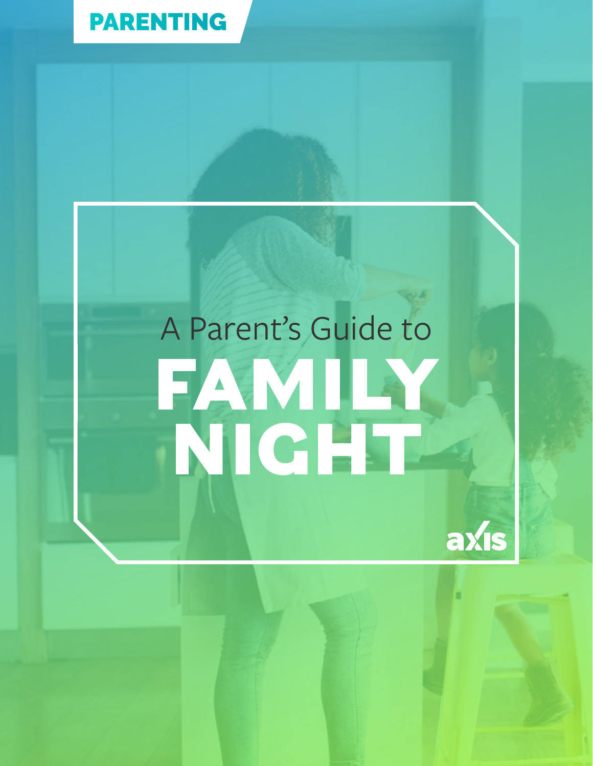PARENTING

# A Parent's Guide to FAMILY NIGHT

axis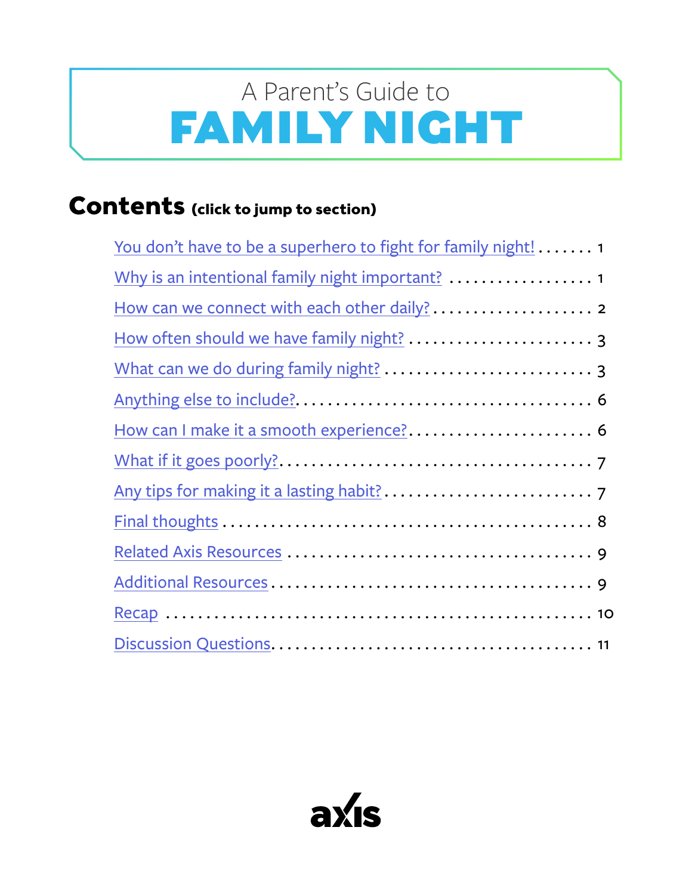A Parent's Guide to

# FAMILY NIGHT

## Contents (click to jump to section)

- You don't have to be a superhero to fight for family night! . . . . . . . 1
- Why is an intentional family night important? . . . . . . . . . . . . . . . . . . 1
- How can we connect with each other daily? . . . . . . . . . . . . . . . . . . . . 2
- How often should we have family night? . . . . . . . . . . . . . . . . . . . . . . . 3
- What can we do during family night? . . . . . . . . . . . . . . . . . . . . . . . . . 3
- Anything else to include? . . . . . . . . . . . . . . . . . . . . . . . . . . . . . . . . . . 6
- How can I make it a smooth experience? . . . . . . . . . . . . . . . . . . . . . . 6
- What if it goes poorly? . . . . . . . . . . . . . . . . . . . . . . . . . . . . . . . . . . . 7
- Any tips for making it a lasting habit? . . . . . . . . . . . . . . . . . . . . . . . . 7
- Final thoughts . . . . . . . . . . . . . . . . . . . . . . . . . . . . . . . . . . . . . . . . . 8
- Related Axis Resources . . . . . . . . . . . . . . . . . . . . . . . . . . . . . . . . . . . 9
- Additional Resources . . . . . . . . . . . . . . . . . . . . . . . . . . . . . . . . . . . . 9
- Recap . . . . . . . . . . . . . . . . . . . . . . . . . . . . . . . . . . . . . . . . . . . . . . . 10
- Discussion Questions . . . . . . . . . . . . . . . . . . . . . . . . . . . . . . . . . . . . 11

axis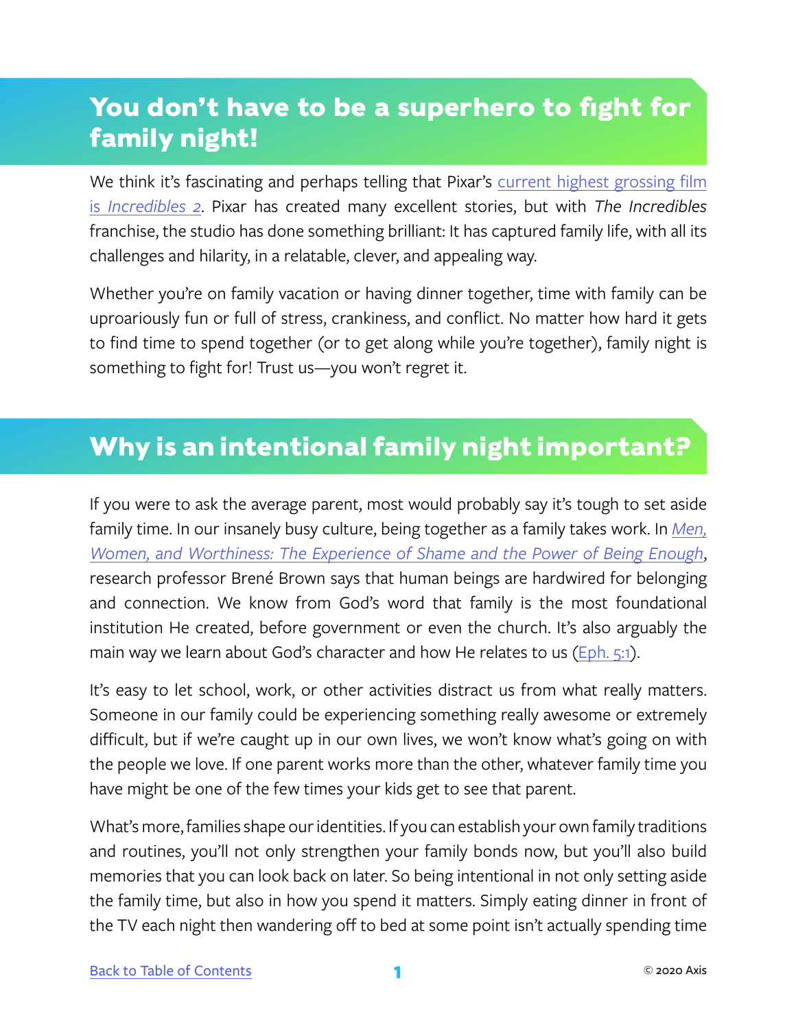## You don't have to be a superhero to fight for family night!

We think it's fascinating and perhaps telling that Pixar's current highest grossing film is *Incredibles 2*. Pixar has created many excellent stories, but with *The Incredibles* franchise, the studio has done something brilliant: It has captured family life, with all its challenges and hilarity, in a relatable, clever, and appealing way.

Whether you're on family vacation or having dinner together, time with family can be uproariously fun or full of stress, crankiness, and conflict. No matter how hard it gets to find time to spend together (or to get along while you're together), family night is something to fight for! Trust us—you won't regret it.

## Why is an intentional family night important?

If you were to ask the average parent, most would probably say it's tough to set aside family time. In our insanely busy culture, being together as a family takes work. In *Men, Women, and Worthiness: The Experience of Shame and the Power of Being Enough*, research professor Brené Brown says that human beings are hardwired for belonging and connection. We know from God's word that family is the most foundational institution He created, before government or even the church. It's also arguably the main way we learn about God's character and how He relates to us (Eph. 5:1).

It's easy to let school, work, or other activities distract us from what really matters. Someone in our family could be experiencing something really awesome or extremely difficult, but if we're caught up in our own lives, we won't know what's going on with the people we love. If one parent works more than the other, whatever family time you have might be one of the few times your kids get to see that parent.

What's more, families shape our identities. If you can establish your own family traditions and routines, you'll not only strengthen your family bonds now, but you'll also build memories that you can look back on later. So being intentional in not only setting aside the family time, but also in how you spend it matters. Simply eating dinner in front of the TV each night then wandering off to bed at some point isn't actually spending time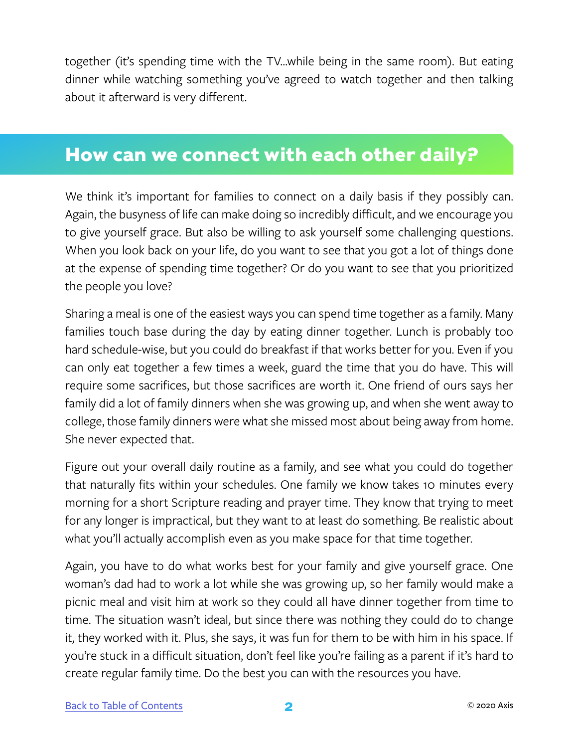together (it's spending time with the TV...while being in the same room). But eating dinner while watching something you've agreed to watch together and then talking about it afterward is very different.

## How can we connect with each other daily?

We think it's important for families to connect on a daily basis if they possibly can. Again, the busyness of life can make doing so incredibly difficult, and we encourage you to give yourself grace. But also be willing to ask yourself some challenging questions. When you look back on your life, do you want to see that you got a lot of things done at the expense of spending time together? Or do you want to see that you prioritized the people you love?

Sharing a meal is one of the easiest ways you can spend time together as a family. Many families touch base during the day by eating dinner together. Lunch is probably too hard schedule-wise, but you could do breakfast if that works better for you. Even if you can only eat together a few times a week, guard the time that you do have. This will require some sacrifices, but those sacrifices are worth it. One friend of ours says her family did a lot of family dinners when she was growing up, and when she went away to college, those family dinners were what she missed most about being away from home. She never expected that.

Figure out your overall daily routine as a family, and see what you could do together that naturally fits within your schedules. One family we know takes 10 minutes every morning for a short Scripture reading and prayer time. They know that trying to meet for any longer is impractical, but they want to at least do something. Be realistic about what you'll actually accomplish even as you make space for that time together.

Again, you have to do what works best for your family and give yourself grace. One woman's dad had to work a lot while she was growing up, so her family would make a picnic meal and visit him at work so they could all have dinner together from time to time. The situation wasn't ideal, but since there was nothing they could do to change it, they worked with it. Plus, she says, it was fun for them to be with him in his space. If you're stuck in a difficult situation, don't feel like you're failing as a parent if it's hard to create regular family time. Do the best you can with the resources you have.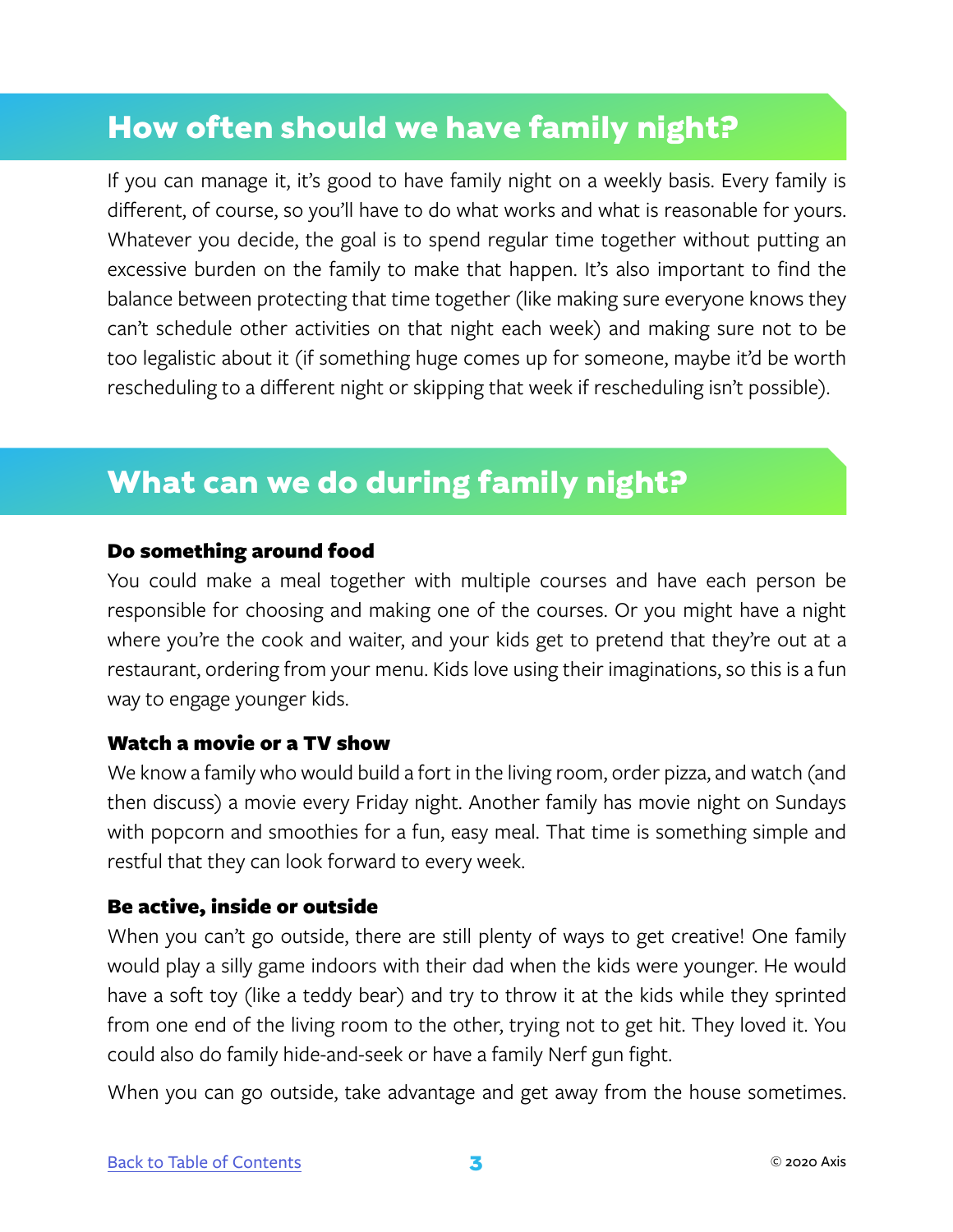## How often should we have family night?

If you can manage it, it's good to have family night on a weekly basis. Every family is different, of course, so you'll have to do what works and what is reasonable for yours. Whatever you decide, the goal is to spend regular time together without putting an excessive burden on the family to make that happen. It's also important to find the balance between protecting that time together (like making sure everyone knows they can't schedule other activities on that night each week) and making sure not to be too legalistic about it (if something huge comes up for someone, maybe it'd be worth rescheduling to a different night or skipping that week if rescheduling isn't possible).

## What can we do during family night?

### Do something around food

You could make a meal together with multiple courses and have each person be responsible for choosing and making one of the courses. Or you might have a night where you're the cook and waiter, and your kids get to pretend that they're out at a restaurant, ordering from your menu. Kids love using their imaginations, so this is a fun way to engage younger kids.

### Watch a movie or a TV show

We know a family who would build a fort in the living room, order pizza, and watch (and then discuss) a movie every Friday night. Another family has movie night on Sundays with popcorn and smoothies for a fun, easy meal. That time is something simple and restful that they can look forward to every week.

### Be active, inside or outside

When you can't go outside, there are still plenty of ways to get creative! One family would play a silly game indoors with their dad when the kids were younger. He would have a soft toy (like a teddy bear) and try to throw it at the kids while they sprinted from one end of the living room to the other, trying not to get hit. They loved it. You could also do family hide-and-seek or have a family Nerf gun fight.

When you can go outside, take advantage and get away from the house sometimes.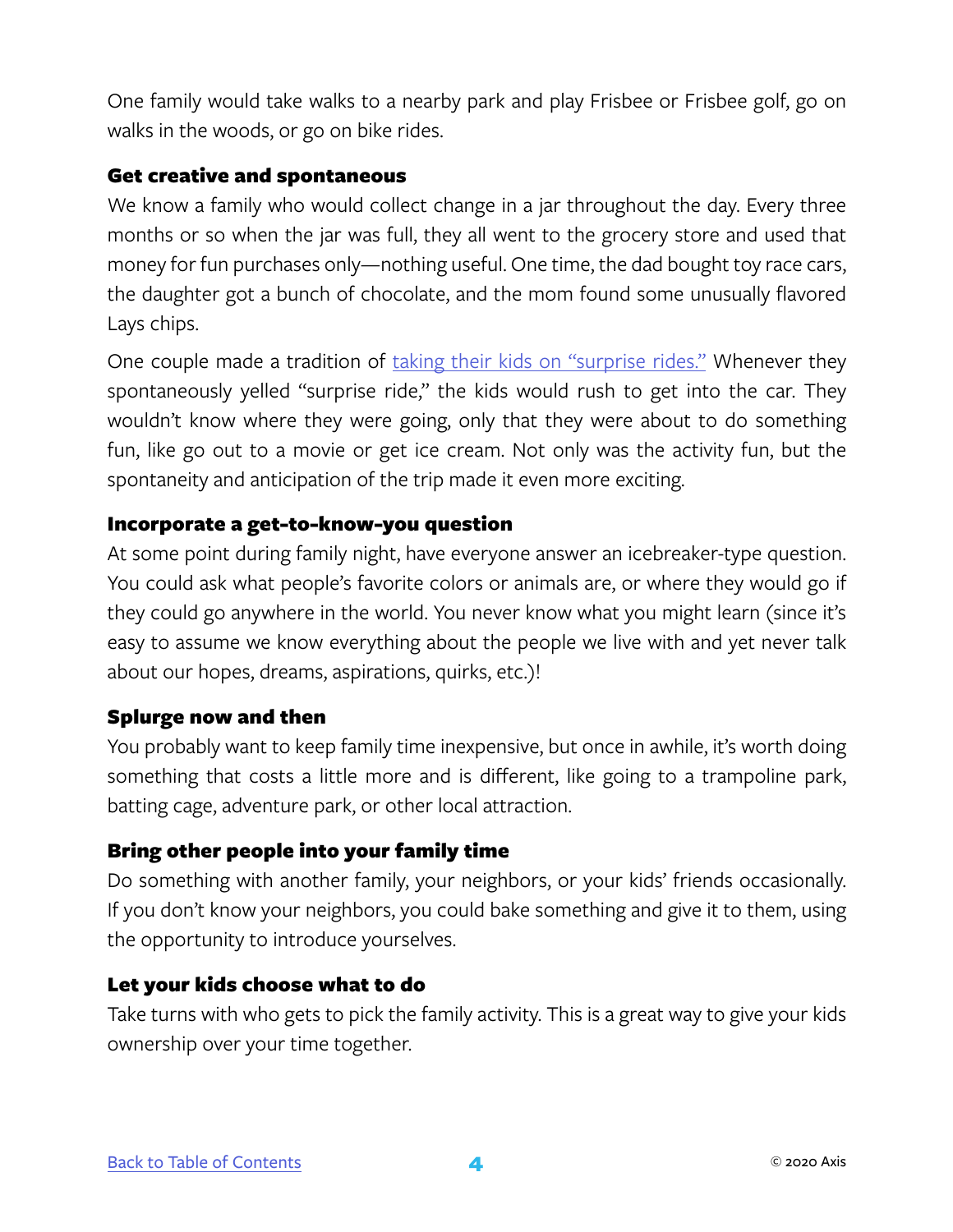One family would take walks to a nearby park and play Frisbee or Frisbee golf, go on walks in the woods, or go on bike rides.

### Get creative and spontaneous

We know a family who would collect change in a jar throughout the day. Every three months or so when the jar was full, they all went to the grocery store and used that money for fun purchases only—nothing useful. One time, the dad bought toy race cars, the daughter got a bunch of chocolate, and the mom found some unusually flavored Lays chips.

One couple made a tradition of taking their kids on "surprise rides." Whenever they spontaneously yelled "surprise ride," the kids would rush to get into the car. They wouldn't know where they were going, only that they were about to do something fun, like go out to a movie or get ice cream. Not only was the activity fun, but the spontaneity and anticipation of the trip made it even more exciting.

### Incorporate a get-to-know-you question

At some point during family night, have everyone answer an icebreaker-type question. You could ask what people's favorite colors or animals are, or where they would go if they could go anywhere in the world. You never know what you might learn (since it's easy to assume we know everything about the people we live with and yet never talk about our hopes, dreams, aspirations, quirks, etc.)!

### Splurge now and then

You probably want to keep family time inexpensive, but once in awhile, it's worth doing something that costs a little more and is different, like going to a trampoline park, batting cage, adventure park, or other local attraction.

### Bring other people into your family time

Do something with another family, your neighbors, or your kids' friends occasionally. If you don't know your neighbors, you could bake something and give it to them, using the opportunity to introduce yourselves.

### Let your kids choose what to do

Take turns with who gets to pick the family activity. This is a great way to give your kids ownership over your time together.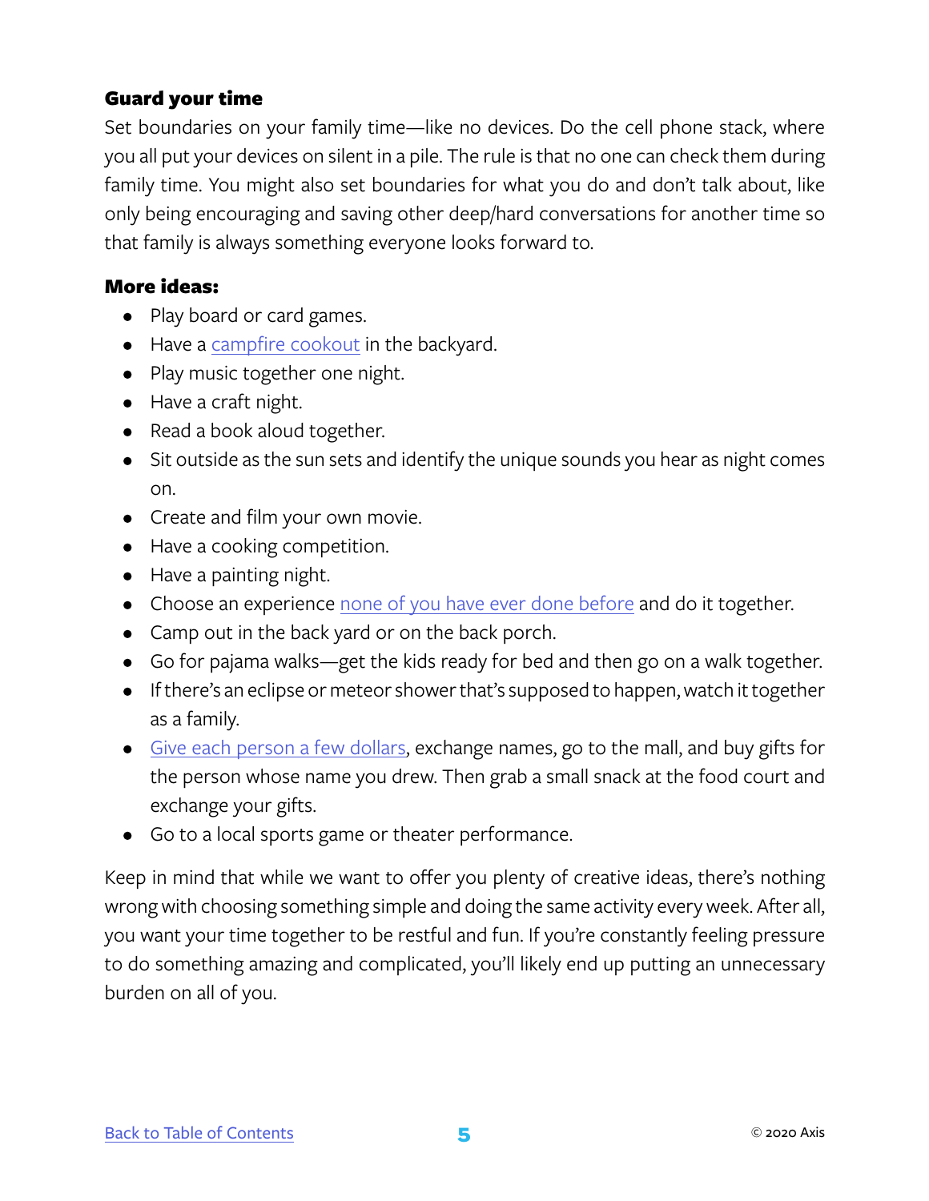### Guard your time

Set boundaries on your family time—like no devices. Do the cell phone stack, where you all put your devices on silent in a pile. The rule is that no one can check them during family time. You might also set boundaries for what you do and don't talk about, like only being encouraging and saving other deep/hard conversations for another time so that family is always something everyone looks forward to.

### More ideas:

- Play board or card games.
- Have a campfire cookout in the backyard.
- Play music together one night.
- Have a craft night.
- Read a book aloud together.
- Sit outside as the sun sets and identify the unique sounds you hear as night comes on.
- Create and film your own movie.
- Have a cooking competition.
- Have a painting night.
- Choose an experience none of you have ever done before and do it together.
- Camp out in the back yard or on the back porch.
- Go for pajama walks—get the kids ready for bed and then go on a walk together.
- If there's an eclipse or meteor shower that's supposed to happen, watch it together as a family.
- Give each person a few dollars, exchange names, go to the mall, and buy gifts for the person whose name you drew. Then grab a small snack at the food court and exchange your gifts.
- Go to a local sports game or theater performance.

Keep in mind that while we want to offer you plenty of creative ideas, there's nothing wrong with choosing something simple and doing the same activity every week. After all, you want your time together to be restful and fun. If you're constantly feeling pressure to do something amazing and complicated, you'll likely end up putting an unnecessary burden on all of you.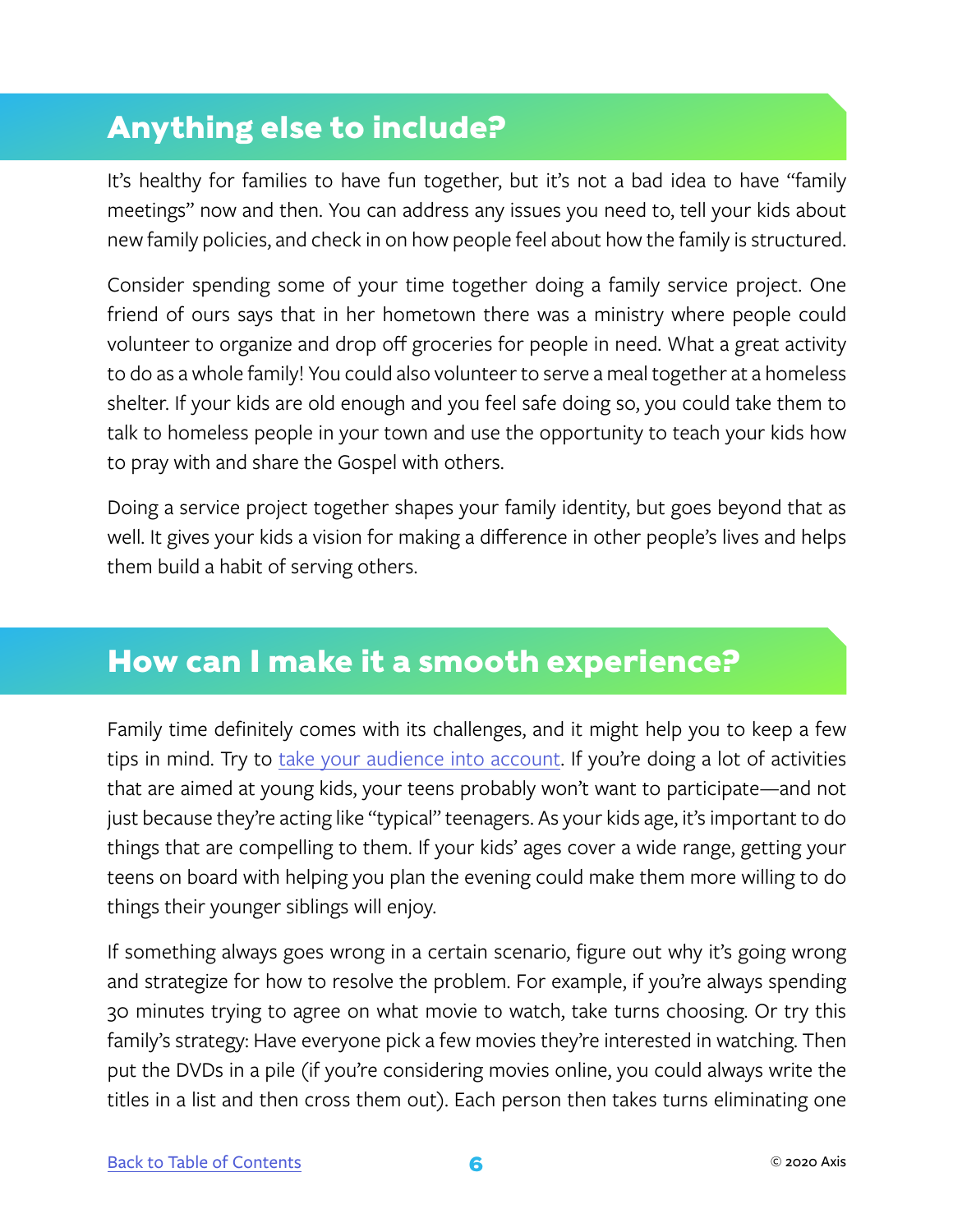## Anything else to include?

It's healthy for families to have fun together, but it's not a bad idea to have "family meetings" now and then. You can address any issues you need to, tell your kids about new family policies, and check in on how people feel about how the family is structured.

Consider spending some of your time together doing a family service project. One friend of ours says that in her hometown there was a ministry where people could volunteer to organize and drop off groceries for people in need. What a great activity to do as a whole family! You could also volunteer to serve a meal together at a homeless shelter. If your kids are old enough and you feel safe doing so, you could take them to talk to homeless people in your town and use the opportunity to teach your kids how to pray with and share the Gospel with others.

Doing a service project together shapes your family identity, but goes beyond that as well. It gives your kids a vision for making a difference in other people's lives and helps them build a habit of serving others.

## How can I make it a smooth experience?

Family time definitely comes with its challenges, and it might help you to keep a few tips in mind. Try to take your audience into account. If you're doing a lot of activities that are aimed at young kids, your teens probably won't want to participate—and not just because they're acting like "typical" teenagers. As your kids age, it's important to do things that are compelling to them. If your kids' ages cover a wide range, getting your teens on board with helping you plan the evening could make them more willing to do things their younger siblings will enjoy.

If something always goes wrong in a certain scenario, figure out why it's going wrong and strategize for how to resolve the problem. For example, if you're always spending 30 minutes trying to agree on what movie to watch, take turns choosing. Or try this family's strategy: Have everyone pick a few movies they're interested in watching. Then put the DVDs in a pile (if you're considering movies online, you could always write the titles in a list and then cross them out). Each person then takes turns eliminating one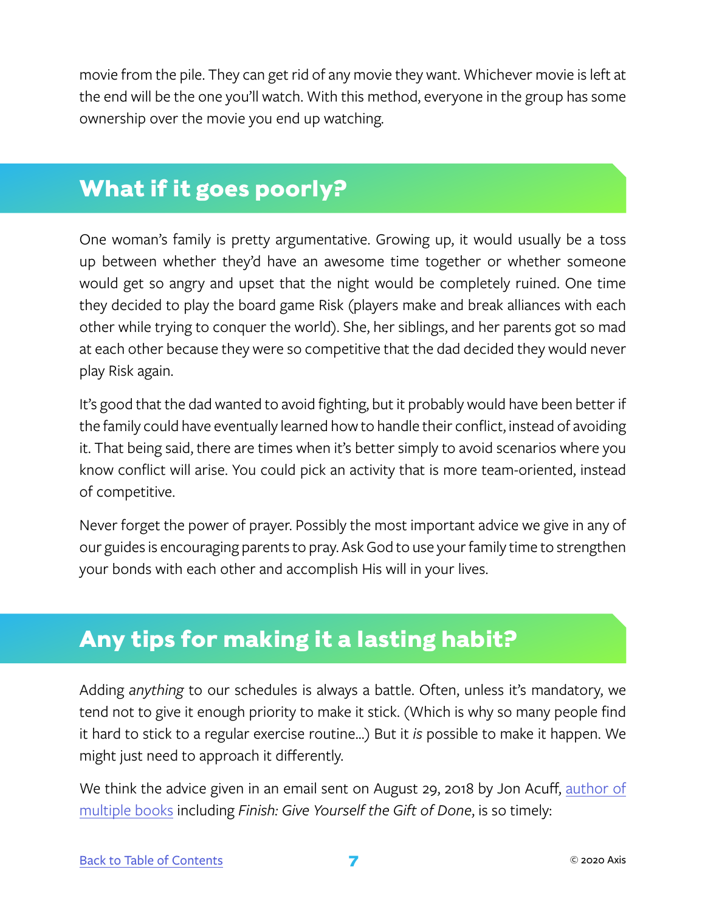movie from the pile. They can get rid of any movie they want. Whichever movie is left at the end will be the one you'll watch. With this method, everyone in the group has some ownership over the movie you end up watching.

## What if it goes poorly?

One woman's family is pretty argumentative. Growing up, it would usually be a toss up between whether they'd have an awesome time together or whether someone would get so angry and upset that the night would be completely ruined. One time they decided to play the board game Risk (players make and break alliances with each other while trying to conquer the world). She, her siblings, and her parents got so mad at each other because they were so competitive that the dad decided they would never play Risk again.

It's good that the dad wanted to avoid fighting, but it probably would have been better if the family could have eventually learned how to handle their conflict, instead of avoiding it. That being said, there are times when it's better simply to avoid scenarios where you know conflict will arise. You could pick an activity that is more team-oriented, instead of competitive.

Never forget the power of prayer. Possibly the most important advice we give in any of our guides is encouraging parents to pray. Ask God to use your family time to strengthen your bonds with each other and accomplish His will in your lives.

## Any tips for making it a lasting habit?

Adding *anything* to our schedules is always a battle. Often, unless it's mandatory, we tend not to give it enough priority to make it stick. (Which is why so many people find it hard to stick to a regular exercise routine...) But it *is* possible to make it happen. We might just need to approach it differently.

We think the advice given in an email sent on August 29, 2018 by Jon Acuff, author of multiple books including *Finish: Give Yourself the Gift of Done*, is so timely: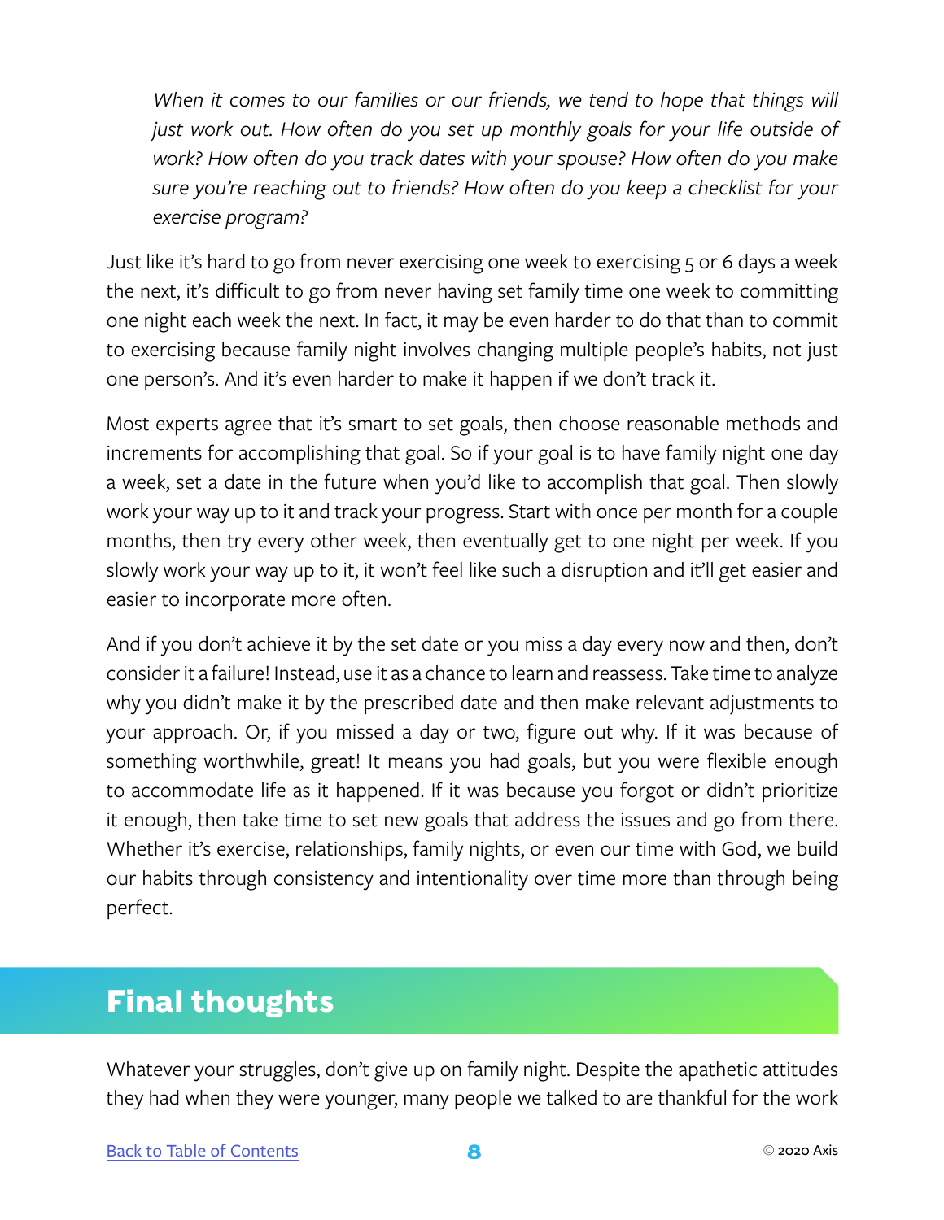*When it comes to our families or our friends, we tend to hope that things will just work out. How often do you set up monthly goals for your life outside of work? How often do you track dates with your spouse? How often do you make sure you're reaching out to friends? How often do you keep a checklist for your exercise program?*

Just like it's hard to go from never exercising one week to exercising 5 or 6 days a week the next, it's difficult to go from never having set family time one week to committing one night each week the next. In fact, it may be even harder to do that than to commit to exercising because family night involves changing multiple people's habits, not just one person's. And it's even harder to make it happen if we don't track it.

Most experts agree that it's smart to set goals, then choose reasonable methods and increments for accomplishing that goal. So if your goal is to have family night one day a week, set a date in the future when you'd like to accomplish that goal. Then slowly work your way up to it and track your progress. Start with once per month for a couple months, then try every other week, then eventually get to one night per week. If you slowly work your way up to it, it won't feel like such a disruption and it'll get easier and easier to incorporate more often.

And if you don't achieve it by the set date or you miss a day every now and then, don't consider it a failure! Instead, use it as a chance to learn and reassess. Take time to analyze why you didn't make it by the prescribed date and then make relevant adjustments to your approach. Or, if you missed a day or two, figure out why. If it was because of something worthwhile, great! It means you had goals, but you were flexible enough to accommodate life as it happened. If it was because you forgot or didn't prioritize it enough, then take time to set new goals that address the issues and go from there. Whether it's exercise, relationships, family nights, or even our time with God, we build our habits through consistency and intentionality over time more than through being perfect.

## Final thoughts

Whatever your struggles, don't give up on family night. Despite the apathetic attitudes they had when they were younger, many people we talked to are thankful for the work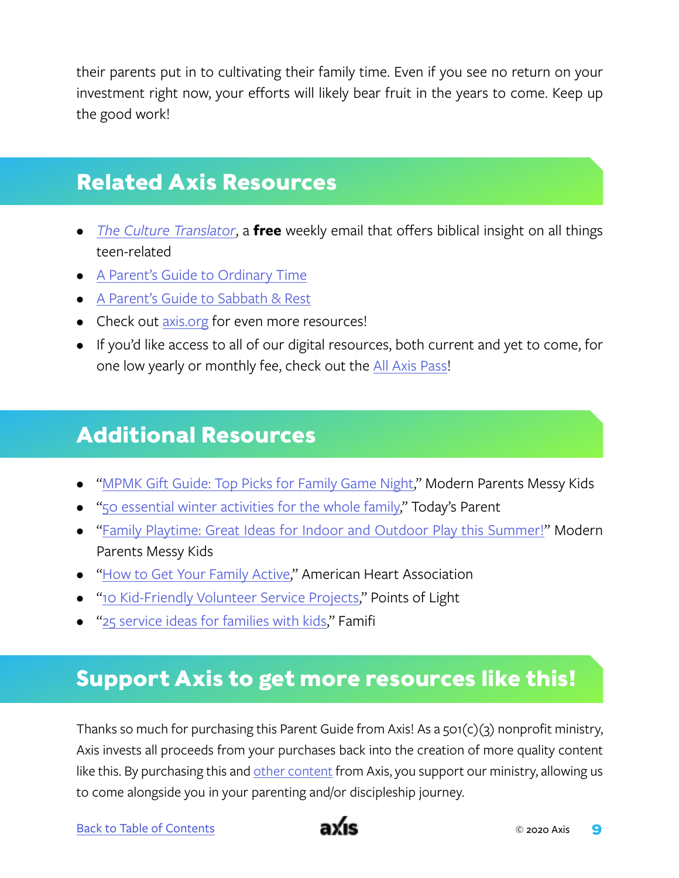their parents put in to cultivating their family time. Even if you see no return on your investment right now, your efforts will likely bear fruit in the years to come. Keep up the good work!

## Related Axis Resources

- *The Culture Translator*, a **free** weekly email that offers biblical insight on all things teen-related
- A Parent's Guide to Ordinary Time
- A Parent's Guide to Sabbath & Rest
- Check out axis.org for even more resources!
- If you'd like access to all of our digital resources, both current and yet to come, for one low yearly or monthly fee, check out the All Axis Pass!

## Additional Resources

- "MPMK Gift Guide: Top Picks for Family Game Night," Modern Parents Messy Kids
- "50 essential winter activities for the whole family," Today's Parent
- "Family Playtime: Great Ideas for Indoor and Outdoor Play this Summer!" Modern Parents Messy Kids
- "How to Get Your Family Active," American Heart Association
- "10 Kid-Friendly Volunteer Service Projects," Points of Light
- "25 service ideas for families with kids," Famifi

## Support Axis to get more resources like this!

Thanks so much for purchasing this Parent Guide from Axis! As a 501(c)(3) nonprofit ministry, Axis invests all proceeds from your purchases back into the creation of more quality content like this. By purchasing this and other content from Axis, you support our ministry, allowing us to come alongside you in your parenting and/or discipleship journey.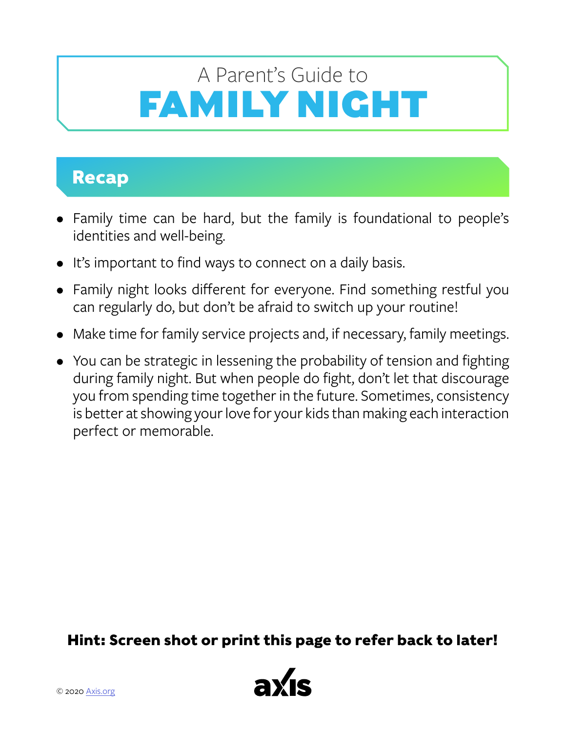A Parent's Guide to

# FAMILY NIGHT

## Recap

- Family time can be hard, but the family is foundational to people's identities and well-being.
- It's important to find ways to connect on a daily basis.
- Family night looks different for everyone. Find something restful you can regularly do, but don't be afraid to switch up your routine!
- Make time for family service projects and, if necessary, family meetings.
- You can be strategic in lessening the probability of tension and fighting during family night. But when people do fight, don't let that discourage you from spending time together in the future. Sometimes, consistency is better at showing your love for your kids than making each interaction perfect or memorable.

**Hint: Screen shot or print this page to refer back to later!**

© 2020 Axis.org

axis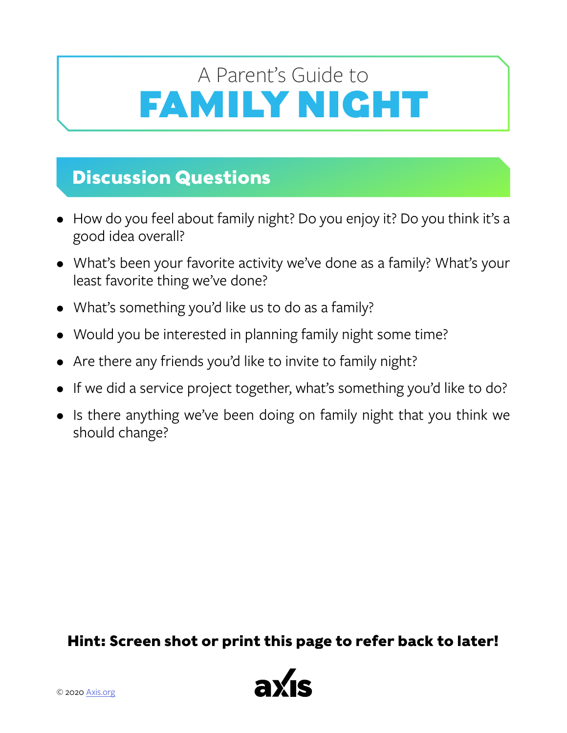# A Parent's Guide to FAMILY NIGHT

## Discussion Questions

- How do you feel about family night? Do you enjoy it? Do you think it's a good idea overall?
- What's been your favorite activity we've done as a family? What's your least favorite thing we've done?
- What's something you'd like us to do as a family?
- Would you be interested in planning family night some time?
- Are there any friends you'd like to invite to family night?
- If we did a service project together, what's something you'd like to do?
- Is there anything we've been doing on family night that you think we should change?

**Hint: Screen shot or print this page to refer back to later!**

© 2020 Axis.org

axis